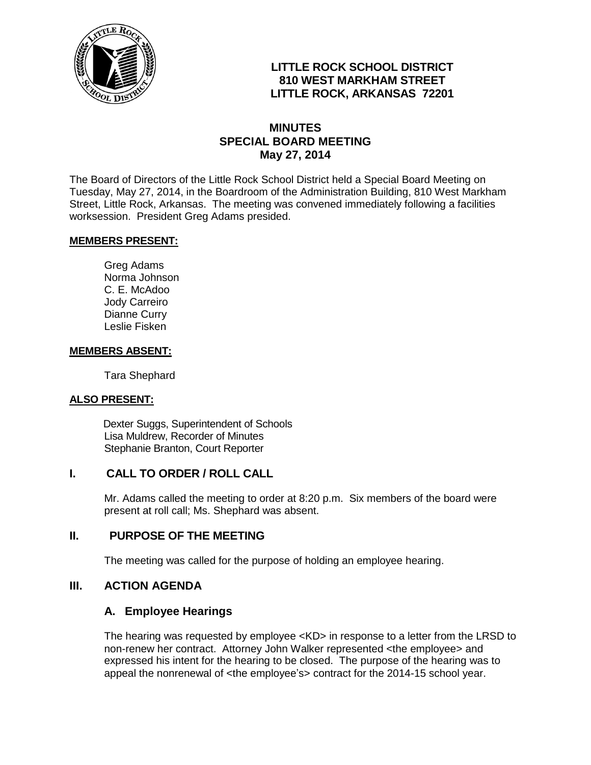**LITTLE ROCK SCHOOL DISTRICT**
**810 WEST MARKHAM STREET**
**LITTLE ROCK, ARKANSAS 72201**

# MINUTES
## SPECIAL BOARD MEETING
### May 27, 2014

The Board of Directors of the Little Rock School District held a Special Board Meeting on Tuesday, May 27, 2014, in the Boardroom of the Administration Building, 810 West Markham Street, Little Rock, Arkansas. The meeting was convened immediately following a facilities worksession. President Greg Adams presided.

**MEMBERS PRESENT:**

Greg Adams
Norma Johnson
C. E. McAdoo
Jody Carreiro
Dianne Curry
Leslie Fisken

**MEMBERS ABSENT:**

Tara Shephard

**ALSO PRESENT:**

Dexter Suggs, Superintendent of Schools
Lisa Muldrew, Recorder of Minutes
Stephanie Branton, Court Reporter

## I. CALL TO ORDER / ROLL CALL

Mr. Adams called the meeting to order at 8:20 p.m. Six members of the board were present at roll call; Ms. Shephard was absent.

## II. PURPOSE OF THE MEETING

The meeting was called for the purpose of holding an employee hearing.

## III. ACTION AGENDA

### A. Employee Hearings

The hearing was requested by employee <KD> in response to a letter from the LRSD to non-renew her contract. Attorney John Walker represented <the employee> and expressed his intent for the hearing to be closed. The purpose of the hearing was to appeal the nonrenewal of <the employee's> contract for the 2014-15 school year.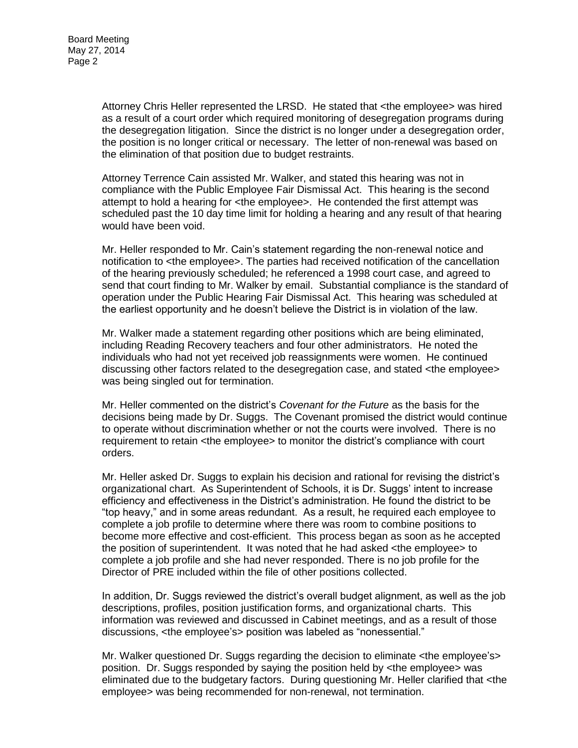Attorney Chris Heller represented the LRSD. He stated that <the employee> was hired as a result of a court order which required monitoring of desegregation programs during the desegregation litigation. Since the district is no longer under a desegregation order, the position is no longer critical or necessary. The letter of non-renewal was based on the elimination of that position due to budget restraints.

Attorney Terrence Cain assisted Mr. Walker, and stated this hearing was not in compliance with the Public Employee Fair Dismissal Act. This hearing is the second attempt to hold a hearing for <the employee>. He contended the first attempt was scheduled past the 10 day time limit for holding a hearing and any result of that hearing would have been void.

Mr. Heller responded to Mr. Cain's statement regarding the non-renewal notice and notification to <the employee>. The parties had received notification of the cancellation of the hearing previously scheduled; he referenced a 1998 court case, and agreed to send that court finding to Mr. Walker by email. Substantial compliance is the standard of operation under the Public Hearing Fair Dismissal Act. This hearing was scheduled at the earliest opportunity and he doesn't believe the District is in violation of the law.

Mr. Walker made a statement regarding other positions which are being eliminated, including Reading Recovery teachers and four other administrators. He noted the individuals who had not yet received job reassignments were women. He continued discussing other factors related to the desegregation case, and stated <the employee> was being singled out for termination.

Mr. Heller commented on the district's *Covenant for the Future* as the basis for the decisions being made by Dr. Suggs. The Covenant promised the district would continue to operate without discrimination whether or not the courts were involved. There is no requirement to retain <the employee> to monitor the district's compliance with court orders.

Mr. Heller asked Dr. Suggs to explain his decision and rational for revising the district's organizational chart. As Superintendent of Schools, it is Dr. Suggs' intent to increase efficiency and effectiveness in the District's administration. He found the district to be "top heavy," and in some areas redundant. As a result, he required each employee to complete a job profile to determine where there was room to combine positions to become more effective and cost-efficient. This process began as soon as he accepted the position of superintendent. It was noted that he had asked <the employee> to complete a job profile and she had never responded. There is no job profile for the Director of PRE included within the file of other positions collected.

In addition, Dr. Suggs reviewed the district's overall budget alignment, as well as the job descriptions, profiles, position justification forms, and organizational charts. This information was reviewed and discussed in Cabinet meetings, and as a result of those discussions, <the employee's> position was labeled as "nonessential."

Mr. Walker questioned Dr. Suggs regarding the decision to eliminate <the employee's> position. Dr. Suggs responded by saying the position held by <the employee> was eliminated due to the budgetary factors. During questioning Mr. Heller clarified that <the employee> was being recommended for non-renewal, not termination.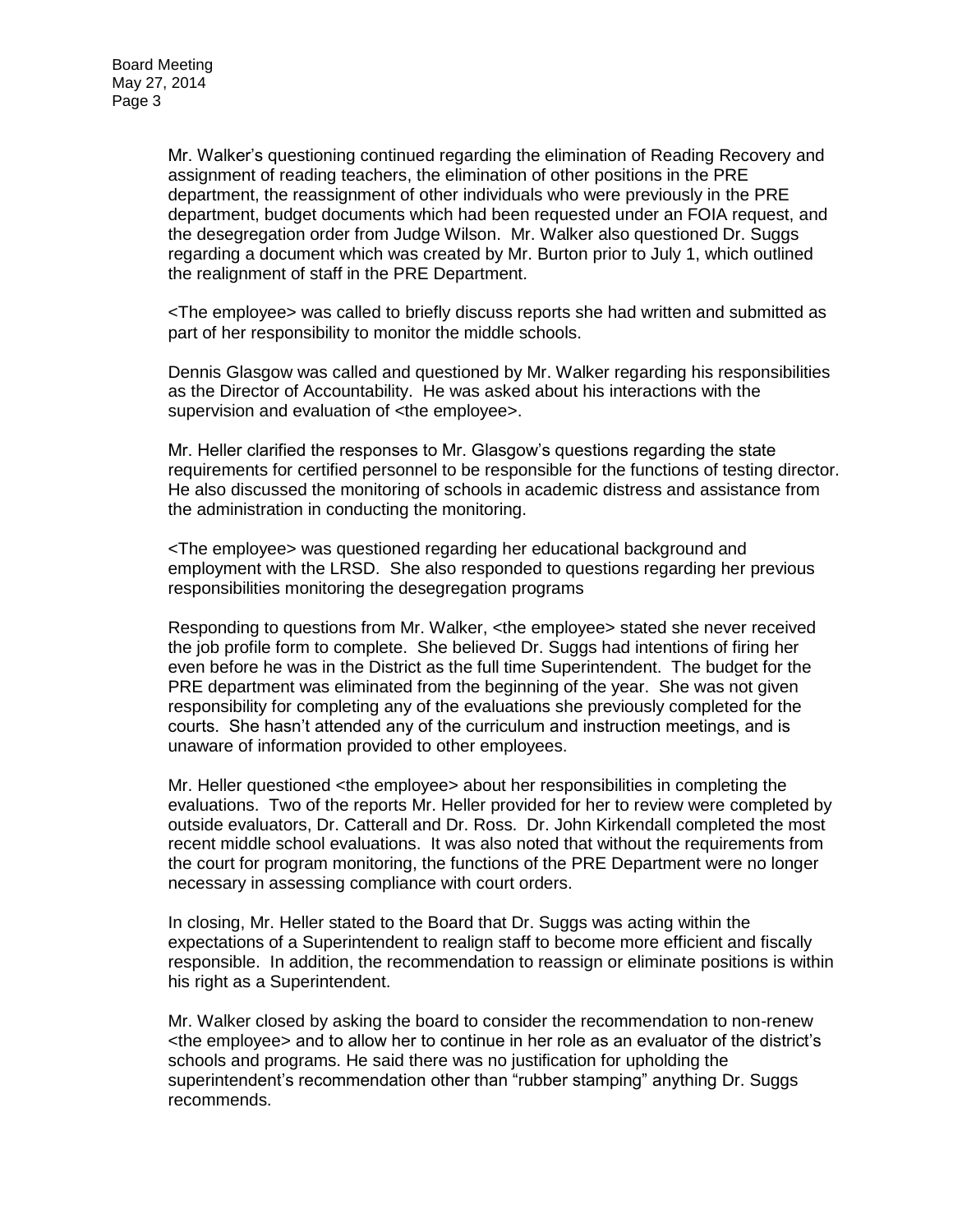Mr. Walker's questioning continued regarding the elimination of Reading Recovery and assignment of reading teachers, the elimination of other positions in the PRE department, the reassignment of other individuals who were previously in the PRE department, budget documents which had been requested under an FOIA request, and the desegregation order from Judge Wilson. Mr. Walker also questioned Dr. Suggs regarding a document which was created by Mr. Burton prior to July 1, which outlined the realignment of staff in the PRE Department.

<The employee> was called to briefly discuss reports she had written and submitted as part of her responsibility to monitor the middle schools.

Dennis Glasgow was called and questioned by Mr. Walker regarding his responsibilities as the Director of Accountability. He was asked about his interactions with the supervision and evaluation of <the employee>.

Mr. Heller clarified the responses to Mr. Glasgow's questions regarding the state requirements for certified personnel to be responsible for the functions of testing director. He also discussed the monitoring of schools in academic distress and assistance from the administration in conducting the monitoring.

<The employee> was questioned regarding her educational background and employment with the LRSD. She also responded to questions regarding her previous responsibilities monitoring the desegregation programs

Responding to questions from Mr. Walker, <the employee> stated she never received the job profile form to complete. She believed Dr. Suggs had intentions of firing her even before he was in the District as the full time Superintendent. The budget for the PRE department was eliminated from the beginning of the year. She was not given responsibility for completing any of the evaluations she previously completed for the courts. She hasn't attended any of the curriculum and instruction meetings, and is unaware of information provided to other employees.

Mr. Heller questioned <the employee> about her responsibilities in completing the evaluations. Two of the reports Mr. Heller provided for her to review were completed by outside evaluators, Dr. Catterall and Dr. Ross. Dr. John Kirkendall completed the most recent middle school evaluations. It was also noted that without the requirements from the court for program monitoring, the functions of the PRE Department were no longer necessary in assessing compliance with court orders.

In closing, Mr. Heller stated to the Board that Dr. Suggs was acting within the expectations of a Superintendent to realign staff to become more efficient and fiscally responsible. In addition, the recommendation to reassign or eliminate positions is within his right as a Superintendent.

Mr. Walker closed by asking the board to consider the recommendation to non-renew <the employee> and to allow her to continue in her role as an evaluator of the district's schools and programs. He said there was no justification for upholding the superintendent's recommendation other than "rubber stamping" anything Dr. Suggs recommends.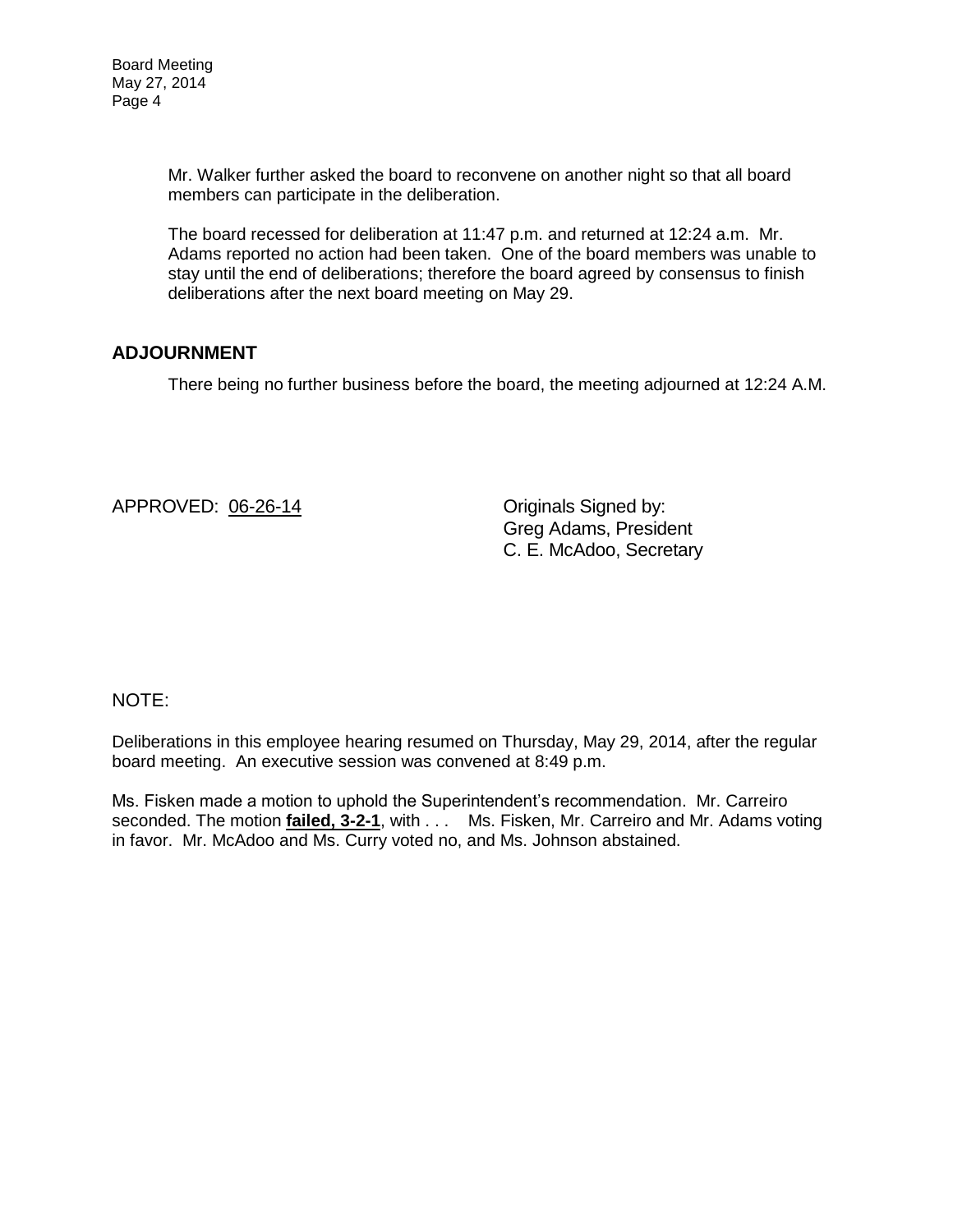Mr. Walker further asked the board to reconvene on another night so that all board members can participate in the deliberation.

The board recessed for deliberation at 11:47 p.m. and returned at 12:24 a.m. Mr. Adams reported no action had been taken. One of the board members was unable to stay until the end of deliberations; therefore the board agreed by consensus to finish deliberations after the next board meeting on May 29.

## ADJOURNMENT

There being no further business before the board, the meeting adjourned at 12:24 A.M.

APPROVED: 06-26-14

Originals Signed by:
Greg Adams, President
C. E. McAdoo, Secretary

NOTE:

Deliberations in this employee hearing resumed on Thursday, May 29, 2014, after the regular board meeting. An executive session was convened at 8:49 p.m.

Ms. Fisken made a motion to uphold the Superintendent's recommendation. Mr. Carreiro seconded. The motion **failed, 3-2-1**, with . . . Ms. Fisken, Mr. Carreiro and Mr. Adams voting in favor. Mr. McAdoo and Ms. Curry voted no, and Ms. Johnson abstained.